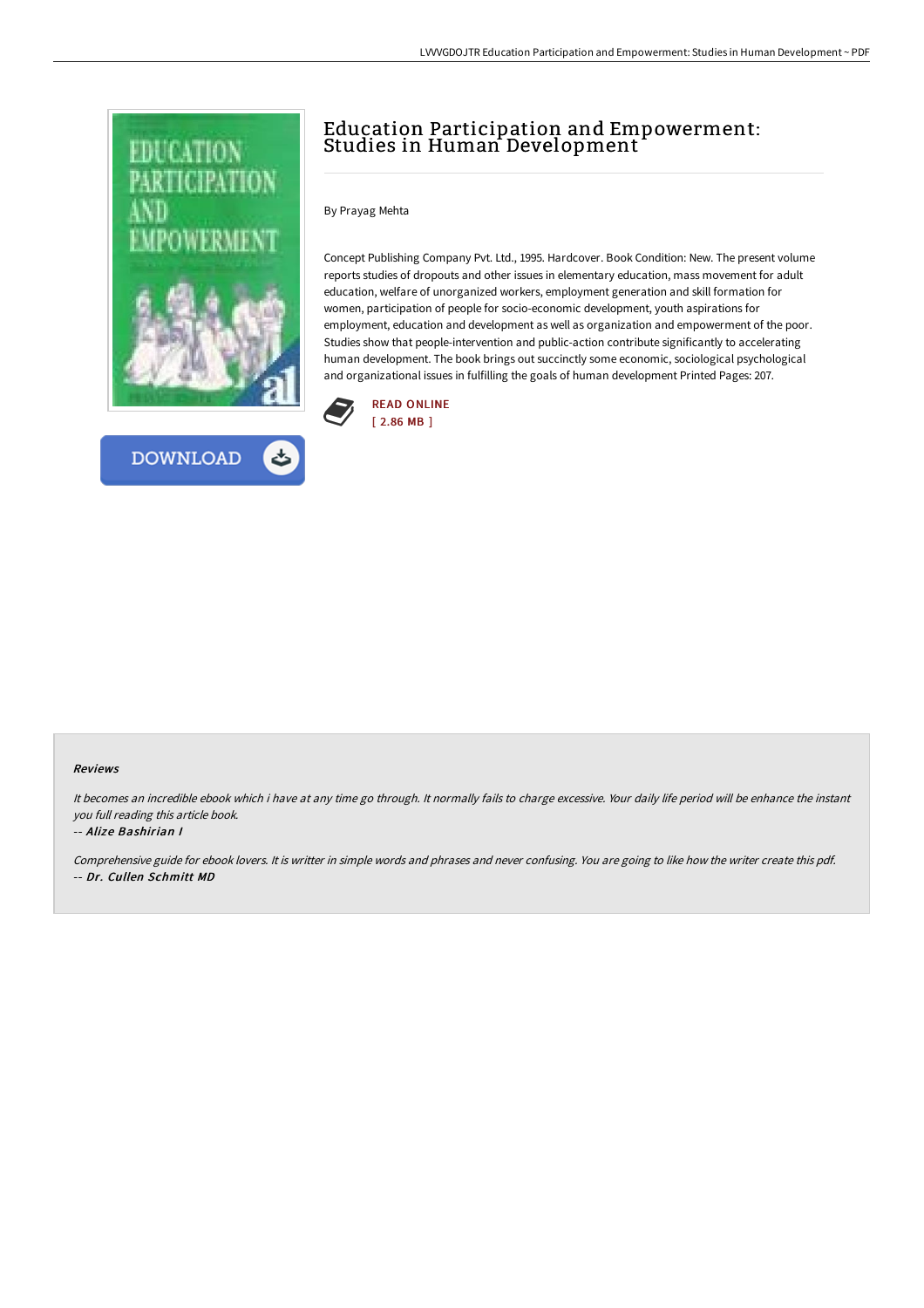# Education Participation and Empowerment: Studies in Human Development

By Prayag Mehta

Concept Publishing Company Pvt. Ltd., 1995. Hardcover. Book Condition: New. The present volume reports studies of dropouts and other issues in elementary education, mass movement for adult education, welfare of unorganized workers, employment generation and skill formation for women, participation of people for socio-economic development, youth aspirations for employment, education and development as well as organization and empowerment of the poor. Studies show that people-intervention and public-action contribute significantly to accelerating human development. The book brings out succinctly some economic, sociological psychological and organizational issues in fulfilling the goals of human development Printed Pages: 207.

READ ONLINE
[ 2.86 MB ]

DOWNLOAD

### Reviews

*It becomes an incredible ebook which i have at any time go through. It normally fails to charge excessive. Your daily life period will be enhance the instant you full reading this article book.*

*-- Alize Bashirian I*

*Comprehensive guide for ebook lovers. It is writter in simple words and phrases and never confusing. You are going to like how the writer create this pdf.*

*-- Dr. Cullen Schmitt MD*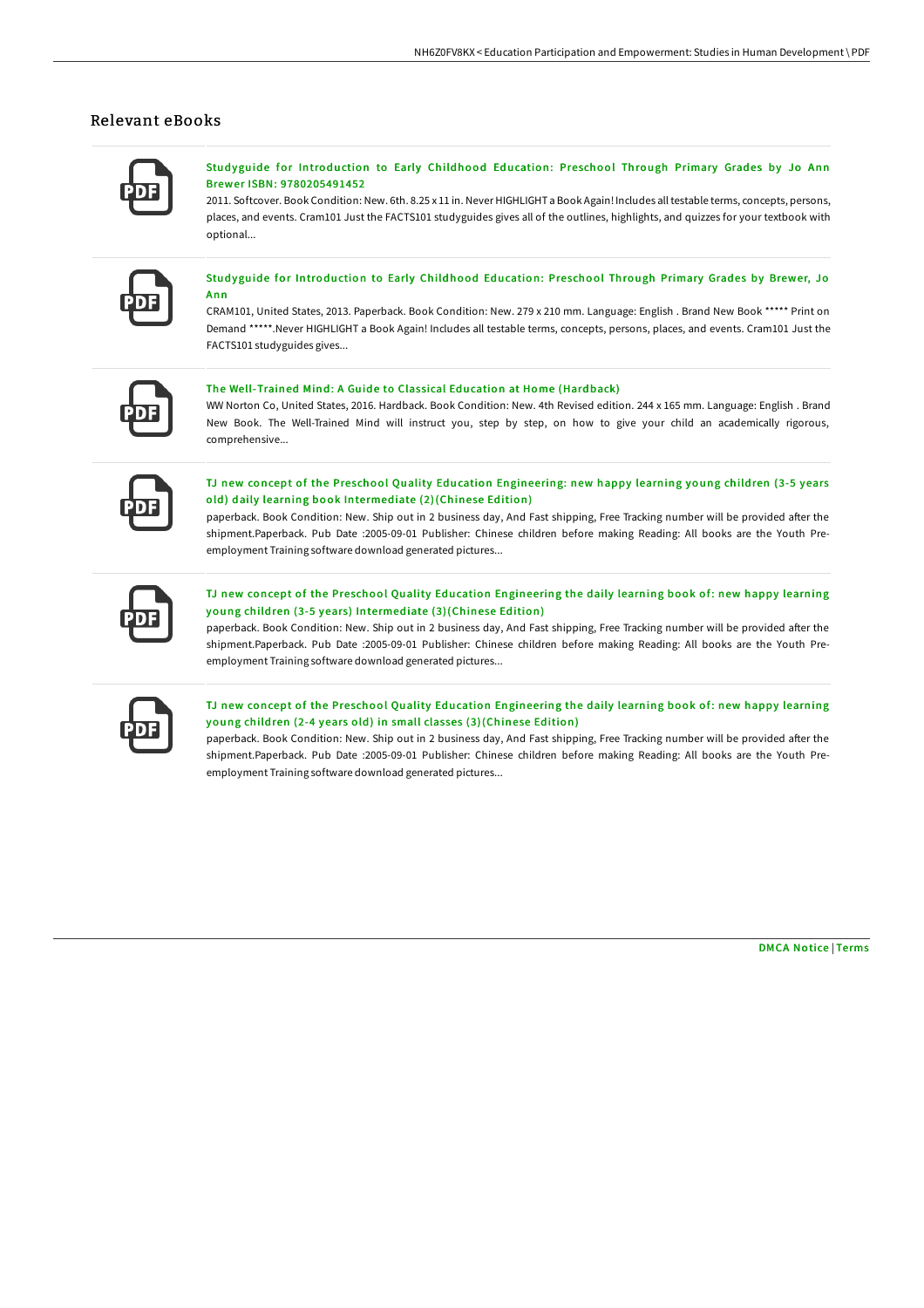## Relevant eBooks

**Studyguide for Introduction to Early Childhood Education: Preschool Through Primary Grades by Jo Ann Brewer ISBN: 9780205491452**

2011. Softcover. Book Condition: New. 6th. 8.25 x 11 in. Never HIGHLIGHT a Book Again! Includes all testable terms, concepts, persons, places, and events. Cram101 Just the FACTS101 studyguides gives all of the outlines, highlights, and quizzes for your textbook with optional...

**Studyguide for Introduction to Early Childhood Education: Preschool Through Primary Grades by Brewer, Jo Ann**

CRAM101, United States, 2013. Paperback. Book Condition: New. 279 x 210 mm. Language: English . Brand New Book ***** Print on Demand *****.Never HIGHLIGHT a Book Again! Includes all testable terms, concepts, persons, places, and events. Cram101 Just the FACTS101 studyguides gives...

**The Well-Trained Mind: A Guide to Classical Education at Home (Hardback)**

WW Norton Co, United States, 2016. Hardback. Book Condition: New. 4th Revised edition. 244 x 165 mm. Language: English . Brand New Book. The Well-Trained Mind will instruct you, step by step, on how to give your child an academically rigorous, comprehensive...

**TJ new concept of the Preschool Quality Education Engineering: new happy learning young children (3-5 years old) daily learning book Intermediate (2)(Chinese Edition)**

paperback. Book Condition: New. Ship out in 2 business day, And Fast shipping, Free Tracking number will be provided after the shipment.Paperback. Pub Date :2005-09-01 Publisher: Chinese children before making Reading: All books are the Youth Pre-employment Training software download generated pictures...

**TJ new concept of the Preschool Quality Education Engineering the daily learning book of: new happy learning young children (3-5 years) Intermediate (3)(Chinese Edition)**

paperback. Book Condition: New. Ship out in 2 business day, And Fast shipping, Free Tracking number will be provided after the shipment.Paperback. Pub Date :2005-09-01 Publisher: Chinese children before making Reading: All books are the Youth Pre-employment Training software download generated pictures...

**TJ new concept of the Preschool Quality Education Engineering the daily learning book of: new happy learning young children (2-4 years old) in small classes (3)(Chinese Edition)**

paperback. Book Condition: New. Ship out in 2 business day, And Fast shipping, Free Tracking number will be provided after the shipment.Paperback. Pub Date :2005-09-01 Publisher: Chinese children before making Reading: All books are the Youth Pre-employment Training software download generated pictures...